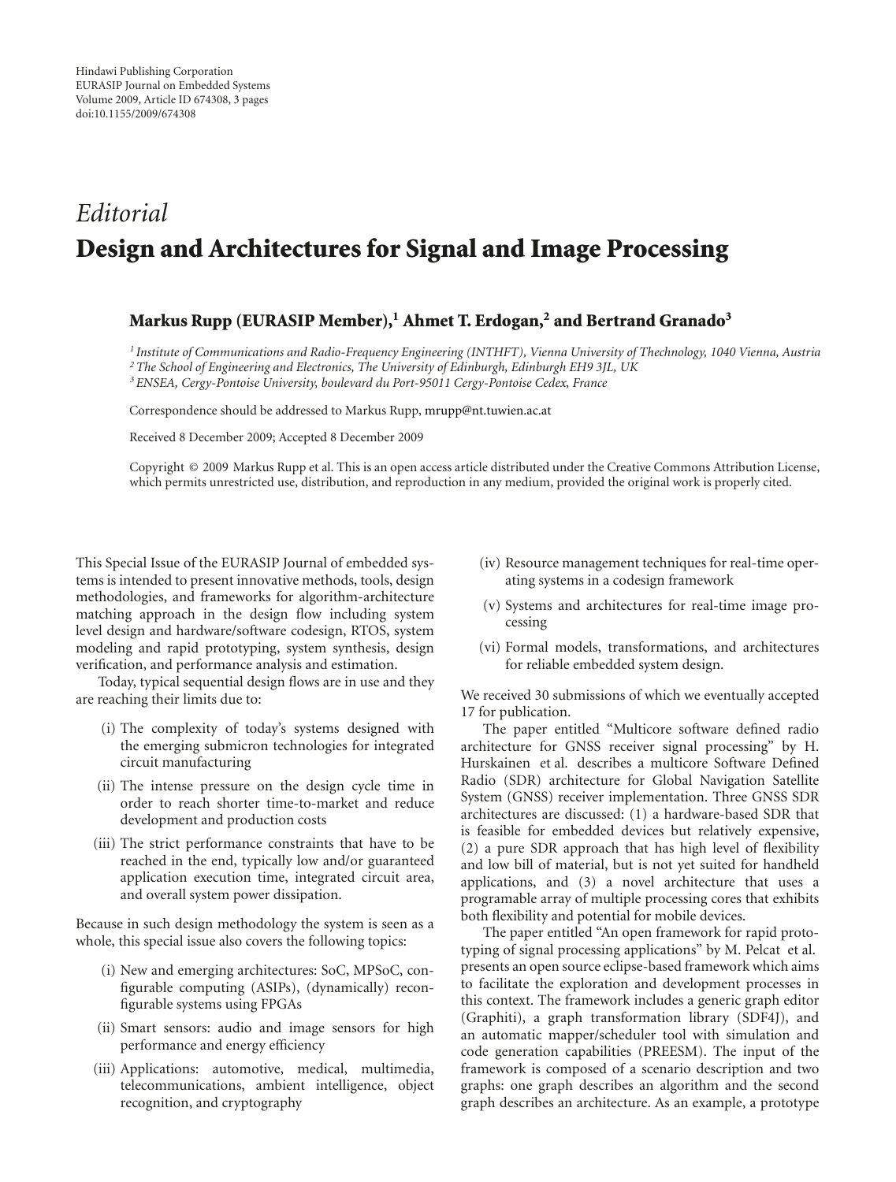Hindawi Publishing Corporation
EURASIP Journal on Embedded Systems
Volume 2009, Article ID 674308, 3 pages
doi:10.1155/2009/674308

*Editorial*

# Design and Architectures for Signal and Image Processing

**Markus Rupp (EURASIP Member),[1] Ahmet T. Erdogan,[2] and Bertrand Granado[3]**

[1] *Institute of Communications and Radio-Frequency Engineering (INTHFT), Vienna University of Thechnology, 1040 Vienna, Austria*
[2] *The School of Engineering and Electronics, The University of Edinburgh, Edinburgh EH9 3JL, UK*
[3] *ENSEA, Cergy-Pontoise University, boulevard du Port-95011 Cergy-Pontoise Cedex, France*

Correspondence should be addressed to Markus Rupp, mrupp@nt.tuwien.ac.at

Received 8 December 2009; Accepted 8 December 2009

Copyright © 2009 Markus Rupp et al. This is an open access article distributed under the Creative Commons Attribution License, which permits unrestricted use, distribution, and reproduction in any medium, provided the original work is properly cited.

This Special Issue of the EURASIP Journal of embedded systems is intended to present innovative methods, tools, design methodologies, and frameworks for algorithm-architecture matching approach in the design flow including system level design and hardware/software codesign, RTOS, system modeling and rapid prototyping, system synthesis, design verification, and performance analysis and estimation.

Today, typical sequential design flows are in use and they are reaching their limits due to:

(i) The complexity of today's systems designed with the emerging submicron technologies for integrated circuit manufacturing

(ii) The intense pressure on the design cycle time in order to reach shorter time-to-market and reduce development and production costs

(iii) The strict performance constraints that have to be reached in the end, typically low and/or guaranteed application execution time, integrated circuit area, and overall system power dissipation.

Because in such design methodology the system is seen as a whole, this special issue also covers the following topics:

(i) New and emerging architectures: SoC, MPSoC, configurable computing (ASIPs), (dynamically) reconfigurable systems using FPGAs

(ii) Smart sensors: audio and image sensors for high performance and energy efficiency

(iii) Applications: automotive, medical, multimedia, telecommunications, ambient intelligence, object recognition, and cryptography

(iv) Resource management techniques for real-time operating systems in a codesign framework

(v) Systems and architectures for real-time image processing

(vi) Formal models, transformations, and architectures for reliable embedded system design.

We received 30 submissions of which we eventually accepted 17 for publication.

The paper entitled "Multicore software defined radio architecture for GNSS receiver signal processing" by H. Hurskainen et al. describes a multicore Software Defined Radio (SDR) architecture for Global Navigation Satellite System (GNSS) receiver implementation. Three GNSS SDR architectures are discussed: (1) a hardware-based SDR that is feasible for embedded devices but relatively expensive, (2) a pure SDR approach that has high level of flexibility and low bill of material, but is not yet suited for handheld applications, and (3) a novel architecture that uses a programable array of multiple processing cores that exhibits both flexibility and potential for mobile devices.

The paper entitled "An open framework for rapid prototyping of signal processing applications" by M. Pelcat et al. presents an open source eclipse-based framework which aims to facilitate the exploration and development processes in this context. The framework includes a generic graph editor (Graphiti), a graph transformation library (SDF4J), and an automatic mapper/scheduler tool with simulation and code generation capabilities (PREESM). The input of the framework is composed of a scenario description and two graphs: one graph describes an algorithm and the second graph describes an architecture. As an example, a prototype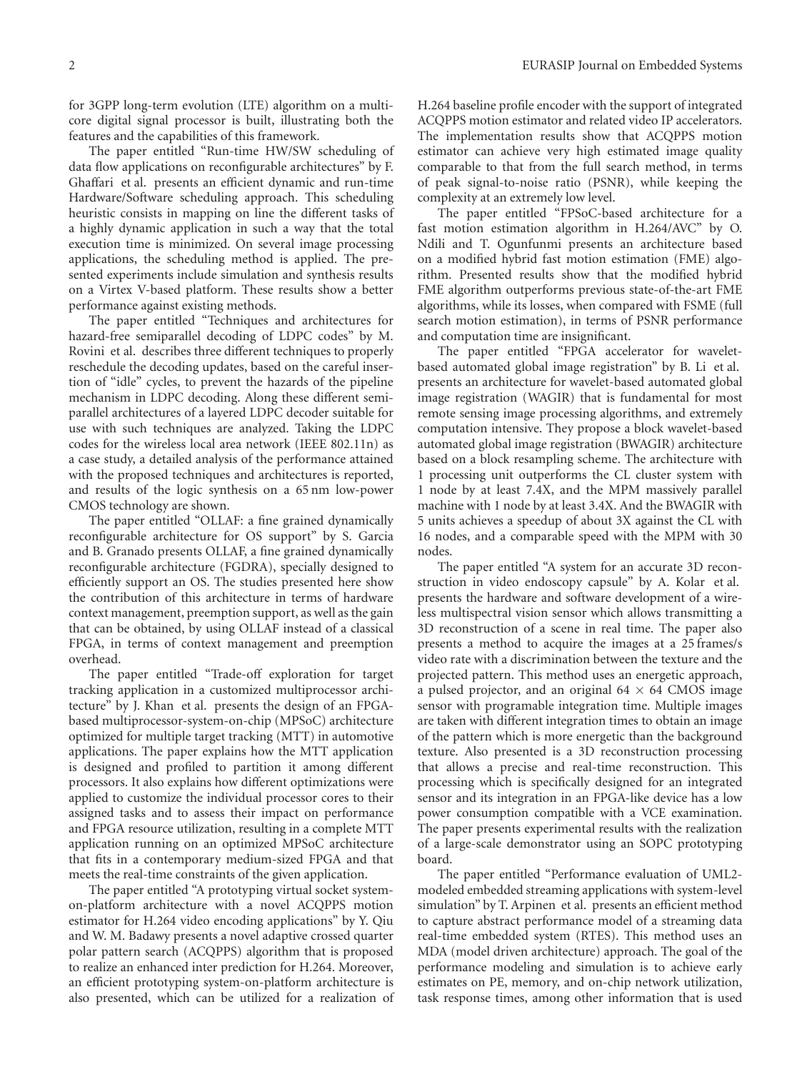for 3GPP long-term evolution (LTE) algorithm on a multi-core digital signal processor is built, illustrating both the features and the capabilities of this framework.

The paper entitled "Run-time HW/SW scheduling of data flow applications on reconfigurable architectures" by F. Ghaffari et al. presents an efficient dynamic and run-time Hardware/Software scheduling approach. This scheduling heuristic consists in mapping on line the different tasks of a highly dynamic application in such a way that the total execution time is minimized. On several image processing applications, the scheduling method is applied. The presented experiments include simulation and synthesis results on a Virtex V-based platform. These results show a better performance against existing methods.

The paper entitled "Techniques and architectures for hazard-free semiparallel decoding of LDPC codes" by M. Rovini et al. describes three different techniques to properly reschedule the decoding updates, based on the careful insertion of "idle" cycles, to prevent the hazards of the pipeline mechanism in LDPC decoding. Along these different semi-parallel architectures of a layered LDPC decoder suitable for use with such techniques are analyzed. Taking the LDPC codes for the wireless local area network (IEEE 802.11n) as a case study, a detailed analysis of the performance attained with the proposed techniques and architectures is reported, and results of the logic synthesis on a 65 nm low-power CMOS technology are shown.

The paper entitled "OLLAF: a fine grained dynamically reconfigurable architecture for OS support" by S. Garcia and B. Granado presents OLLAF, a fine grained dynamically reconfigurable architecture (FGDRA), specially designed to efficiently support an OS. The studies presented here show the contribution of this architecture in terms of hardware context management, preemption support, as well as the gain that can be obtained, by using OLLAF instead of a classical FPGA, in terms of context management and preemption overhead.

The paper entitled "Trade-off exploration for target tracking application in a customized multiprocessor architecture" by J. Khan et al. presents the design of an FPGA-based multiprocessor-system-on-chip (MPSoC) architecture optimized for multiple target tracking (MTT) in automotive applications. The paper explains how the MTT application is designed and profiled to partition it among different processors. It also explains how different optimizations were applied to customize the individual processor cores to their assigned tasks and to assess their impact on performance and FPGA resource utilization, resulting in a complete MTT application running on an optimized MPSoC architecture that fits in a contemporary medium-sized FPGA and that meets the real-time constraints of the given application.

The paper entitled "A prototyping virtual socket system-on-platform architecture with a novel ACQPPS motion estimator for H.264 video encoding applications" by Y. Qiu and W. M. Badawy presents a novel adaptive crossed quarter polar pattern search (ACQPPS) algorithm that is proposed to realize an enhanced inter prediction for H.264. Moreover, an efficient prototyping system-on-platform architecture is also presented, which can be utilized for a realization of H.264 baseline profile encoder with the support of integrated ACQPPS motion estimator and related video IP accelerators. The implementation results show that ACQPPS motion estimator can achieve very high estimated image quality comparable to that from the full search method, in terms of peak signal-to-noise ratio (PSNR), while keeping the complexity at an extremely low level.

The paper entitled "FPSoC-based architecture for a fast motion estimation algorithm in H.264/AVC" by O. Ndili and T. Ogunfunmi presents an architecture based on a modified hybrid fast motion estimation (FME) algorithm. Presented results show that the modified hybrid FME algorithm outperforms previous state-of-the-art FME algorithms, while its losses, when compared with FSME (full search motion estimation), in terms of PSNR performance and computation time are insignificant.

The paper entitled "FPGA accelerator for wavelet-based automated global image registration" by B. Li et al. presents an architecture for wavelet-based automated global image registration (WAGIR) that is fundamental for most remote sensing image processing algorithms, and extremely computation intensive. They propose a block wavelet-based automated global image registration (BWAGIR) architecture based on a block resampling scheme. The architecture with 1 processing unit outperforms the CL cluster system with 1 node by at least 7.4X, and the MPM massively parallel machine with 1 node by at least 3.4X. And the BWAGIR with 5 units achieves a speedup of about 3X against the CL with 16 nodes, and a comparable speed with the MPM with 30 nodes.

The paper entitled "A system for an accurate 3D reconstruction in video endoscopy capsule" by A. Kolar et al. presents the hardware and software development of a wireless multispectral vision sensor which allows transmitting a 3D reconstruction of a scene in real time. The paper also presents a method to acquire the images at a 25 frames/s video rate with a discrimination between the texture and the projected pattern. This method uses an energetic approach, a pulsed projector, and an original $64 \times 64$ CMOS image sensor with programable integration time. Multiple images are taken with different integration times to obtain an image of the pattern which is more energetic than the background texture. Also presented is a 3D reconstruction processing that allows a precise and real-time reconstruction. This processing which is specifically designed for an integrated sensor and its integration in an FPGA-like device has a low power consumption compatible with a VCE examination. The paper presents experimental results with the realization of a large-scale demonstrator using an SOPC prototyping board.

The paper entitled "Performance evaluation of UML2-modeled embedded streaming applications with system-level simulation" by T. Arpinen et al. presents an efficient method to capture abstract performance model of a streaming data real-time embedded system (RTES). This method uses an MDA (model driven architecture) approach. The goal of the performance modeling and simulation is to achieve early estimates on PE, memory, and on-chip network utilization, task response times, among other information that is used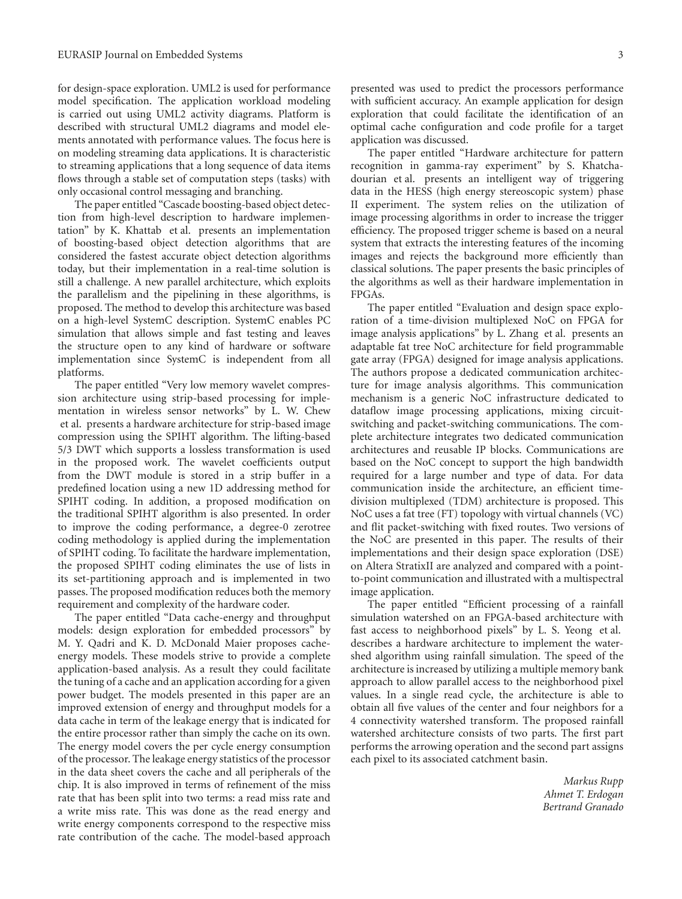for design-space exploration. UML2 is used for performance model specification. The application workload modeling is carried out using UML2 activity diagrams. Platform is described with structural UML2 diagrams and model elements annotated with performance values. The focus here is on modeling streaming data applications. It is characteristic to streaming applications that a long sequence of data items flows through a stable set of computation steps (tasks) with only occasional control messaging and branching.

The paper entitled "Cascade boosting-based object detection from high-level description to hardware implementation" by K. Khattab et al. presents an implementation of boosting-based object detection algorithms that are considered the fastest accurate object detection algorithms today, but their implementation in a real-time solution is still a challenge. A new parallel architecture, which exploits the parallelism and the pipelining in these algorithms, is proposed. The method to develop this architecture was based on a high-level SystemC description. SystemC enables PC simulation that allows simple and fast testing and leaves the structure open to any kind of hardware or software implementation since SystemC is independent from all platforms.

The paper entitled "Very low memory wavelet compression architecture using strip-based processing for implementation in wireless sensor networks" by L. W. Chew et al. presents a hardware architecture for strip-based image compression using the SPIHT algorithm. The lifting-based 5/3 DWT which supports a lossless transformation is used in the proposed work. The wavelet coefficients output from the DWT module is stored in a strip buffer in a predefined location using a new 1D addressing method for SPIHT coding. In addition, a proposed modification on the traditional SPIHT algorithm is also presented. In order to improve the coding performance, a degree-0 zerotree coding methodology is applied during the implementation of SPIHT coding. To facilitate the hardware implementation, the proposed SPIHT coding eliminates the use of lists in its set-partitioning approach and is implemented in two passes. The proposed modification reduces both the memory requirement and complexity of the hardware coder.

The paper entitled "Data cache-energy and throughput models: design exploration for embedded processors" by M. Y. Qadri and K. D. McDonald Maier proposes cache-energy models. These models strive to provide a complete application-based analysis. As a result they could facilitate the tuning of a cache and an application according for a given power budget. The models presented in this paper are an improved extension of energy and throughput models for a data cache in term of the leakage energy that is indicated for the entire processor rather than simply the cache on its own. The energy model covers the per cycle energy consumption of the processor. The leakage energy statistics of the processor in the data sheet covers the cache and all peripherals of the chip. It is also improved in terms of refinement of the miss rate that has been split into two terms: a read miss rate and a write miss rate. This was done as the read energy and write energy components correspond to the respective miss rate contribution of the cache. The model-based approach presented was used to predict the processors performance with sufficient accuracy. An example application for design exploration that could facilitate the identification of an optimal cache configuration and code profile for a target application was discussed.

The paper entitled "Hardware architecture for pattern recognition in gamma-ray experiment" by S. Khatchadourian et al. presents an intelligent way of triggering data in the HESS (high energy stereoscopic system) phase II experiment. The system relies on the utilization of image processing algorithms in order to increase the trigger efficiency. The proposed trigger scheme is based on a neural system that extracts the interesting features of the incoming images and rejects the background more efficiently than classical solutions. The paper presents the basic principles of the algorithms as well as their hardware implementation in FPGAs.

The paper entitled "Evaluation and design space exploration of a time-division multiplexed NoC on FPGA for image analysis applications" by L. Zhang et al. presents an adaptable fat tree NoC architecture for field programmable gate array (FPGA) designed for image analysis applications. The authors propose a dedicated communication architecture for image analysis algorithms. This communication mechanism is a generic NoC infrastructure dedicated to dataflow image processing applications, mixing circuit-switching and packet-switching communications. The complete architecture integrates two dedicated communication architectures and reusable IP blocks. Communications are based on the NoC concept to support the high bandwidth required for a large number and type of data. For data communication inside the architecture, an efficient time-division multiplexed (TDM) architecture is proposed. This NoC uses a fat tree (FT) topology with virtual channels (VC) and flit packet-switching with fixed routes. Two versions of the NoC are presented in this paper. The results of their implementations and their design space exploration (DSE) on Altera StratixII are analyzed and compared with a point-to-point communication and illustrated with a multispectral image application.

The paper entitled "Efficient processing of a rainfall simulation watershed on an FPGA-based architecture with fast access to neighborhood pixels" by L. S. Yeong et al. describes a hardware architecture to implement the watershed algorithm using rainfall simulation. The speed of the architecture is increased by utilizing a multiple memory bank approach to allow parallel access to the neighborhood pixel values. In a single read cycle, the architecture is able to obtain all five values of the center and four neighbors for a 4 connectivity watershed transform. The proposed rainfall watershed architecture consists of two parts. The first part performs the arrowing operation and the second part assigns each pixel to its associated catchment basin.

*Markus Rupp*
*Ahmet T. Erdogan*
*Bertrand Granado*